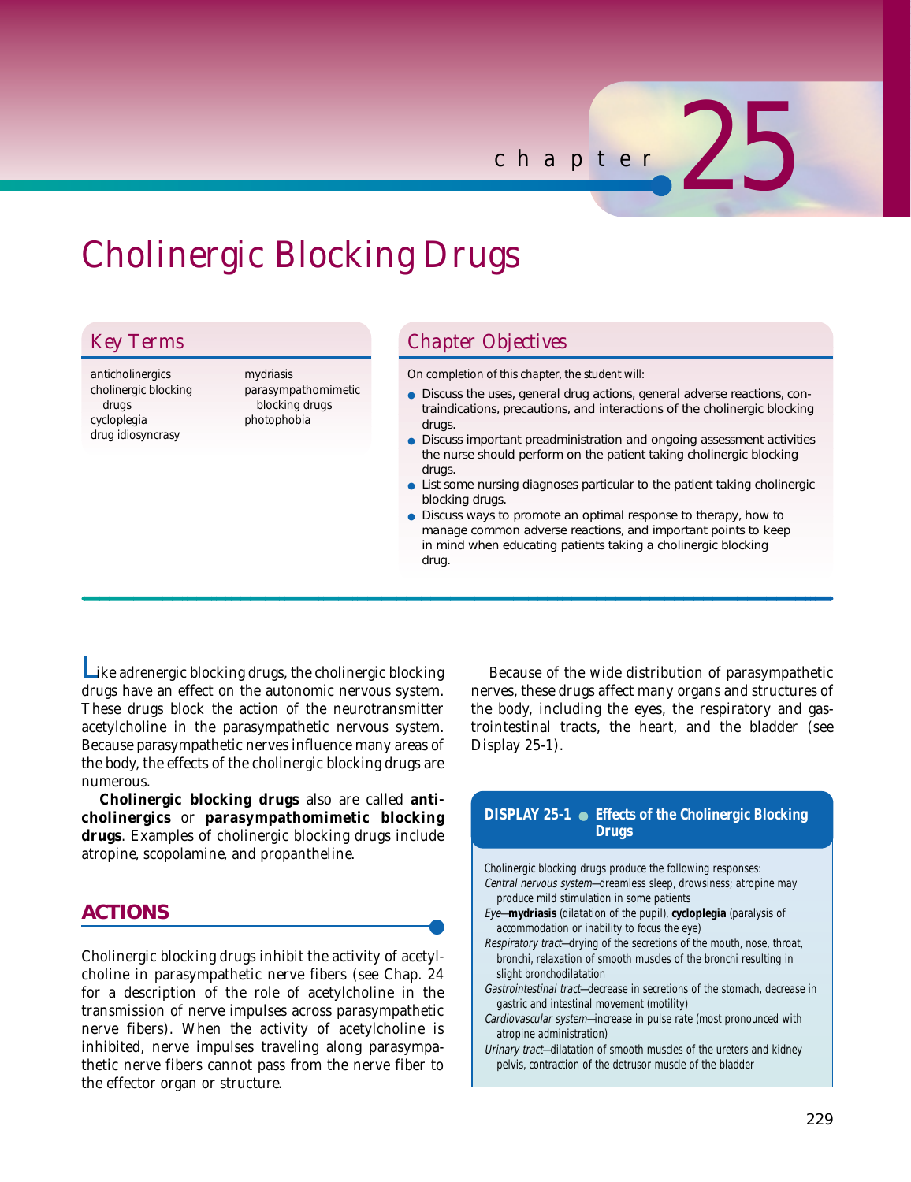chapter 25

# Cholinergic Blocking Drugs

## Key Terms

anticholinergics
cholinergic blocking drugs
cycloplegia
drug idiosyncrasy
mydriasis
parasympathomimetic blocking drugs
photophobia

## Chapter Objectives

On completion of this chapter, the student will:

- Discuss the uses, general drug actions, general adverse reactions, contraindications, precautions, and interactions of the cholinergic blocking drugs.
- Discuss important preadministration and ongoing assessment activities the nurse should perform on the patient taking cholinergic blocking drugs.
- List some nursing diagnoses particular to the patient taking cholinergic blocking drugs.
- Discuss ways to promote an optimal response to therapy, how to manage common adverse reactions, and important points to keep in mind when educating patients taking a cholinergic blocking drug.

Like adrenergic blocking drugs, the cholinergic blocking drugs have an effect on the autonomic nervous system. These drugs block the action of the neurotransmitter acetylcholine in the parasympathetic nervous system. Because parasympathetic nerves influence many areas of the body, the effects of the cholinergic blocking drugs are numerous.

**Cholinergic blocking drugs** also are called **anticholinergics** or **parasympathomimetic blocking drugs**. Examples of cholinergic blocking drugs include atropine, scopolamine, and propantheline.

## ACTIONS

Cholinergic blocking drugs inhibit the activity of acetylcholine in parasympathetic nerve fibers (see Chap. 24 for a description of the role of acetylcholine in the transmission of nerve impulses across parasympathetic nerve fibers). When the activity of acetylcholine is inhibited, nerve impulses traveling along parasympathetic nerve fibers cannot pass from the nerve fiber to the effector organ or structure.

Because of the wide distribution of parasympathetic nerves, these drugs affect many organs and structures of the body, including the eyes, the respiratory and gastrointestinal tracts, the heart, and the bladder (see Display 25-1).

**DISPLAY 25-1 ● Effects of the Cholinergic Blocking Drugs**

Cholinergic blocking drugs produce the following responses:

*Central nervous system*—dreamless sleep, drowsiness; atropine may produce mild stimulation in some patients

*Eye*—**mydriasis** (dilatation of the pupil), **cycloplegia** (paralysis of accommodation or inability to focus the eye)

*Respiratory tract*—drying of the secretions of the mouth, nose, throat, bronchi, relaxation of smooth muscles of the bronchi resulting in slight bronchodilatation

*Gastrointestinal tract*—decrease in secretions of the stomach, decrease in gastric and intestinal movement (motility)

*Cardiovascular system*—increase in pulse rate (most pronounced with atropine administration)

*Urinary tract*—dilatation of smooth muscles of the ureters and kidney pelvis, contraction of the detrusor muscle of the bladder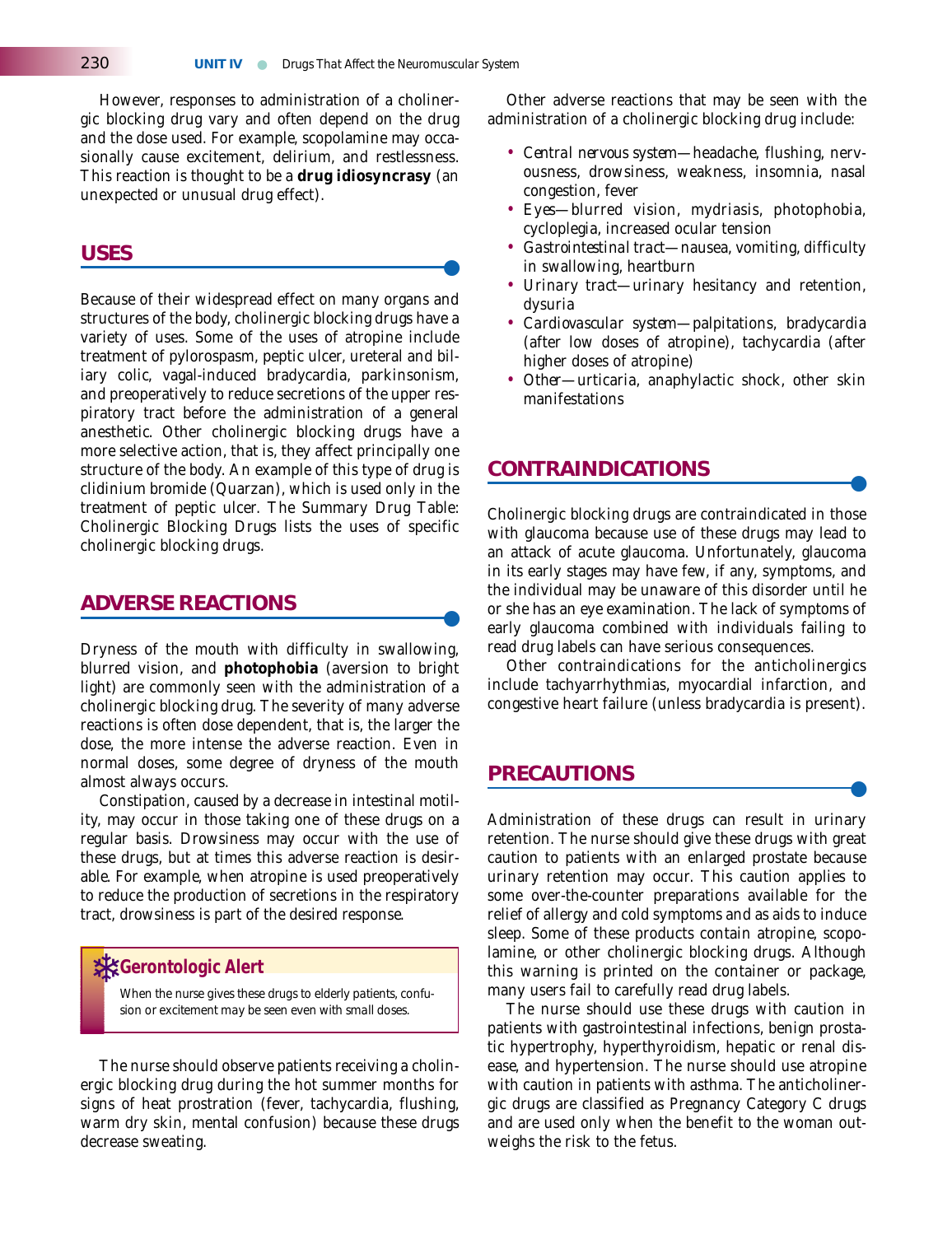However, responses to administration of a cholinergic blocking drug vary and often depend on the drug and the dose used. For example, scopolamine may occasionally cause excitement, delirium, and restlessness. This reaction is thought to be a **drug idiosyncrasy** (an unexpected or unusual drug effect).

## USES

Because of their widespread effect on many organs and structures of the body, cholinergic blocking drugs have a variety of uses. Some of the uses of atropine include treatment of pylorospasm, peptic ulcer, ureteral and biliary colic, vagal-induced bradycardia, parkinsonism, and preoperatively to reduce secretions of the upper respiratory tract before the administration of a general anesthetic. Other cholinergic blocking drugs have a more selective action, that is, they affect principally one structure of the body. An example of this type of drug is clidinium bromide (Quarzan), which is used only in the treatment of peptic ulcer. The Summary Drug Table: Cholinergic Blocking Drugs lists the uses of specific cholinergic blocking drugs.

## ADVERSE REACTIONS

Dryness of the mouth with difficulty in swallowing, blurred vision, and **photophobia** (aversion to bright light) are commonly seen with the administration of a cholinergic blocking drug. The severity of many adverse reactions is often dose dependent, that is, the larger the dose, the more intense the adverse reaction. Even in normal doses, some degree of dryness of the mouth almost always occurs.

Constipation, caused by a decrease in intestinal motility, may occur in those taking one of these drugs on a regular basis. Drowsiness may occur with the use of these drugs, but at times this adverse reaction is desirable. For example, when atropine is used preoperatively to reduce the production of secretions in the respiratory tract, drowsiness is part of the desired response.

**Gerontologic Alert**

*When the nurse gives these drugs to elderly patients, confusion or excitement may be seen even with small doses.*

The nurse should observe patients receiving a cholinergic blocking drug during the hot summer months for signs of heat prostration (fever, tachycardia, flushing, warm dry skin, mental confusion) because these drugs decrease sweating.

Other adverse reactions that may be seen with the administration of a cholinergic blocking drug include:

- *Central nervous system*—headache, flushing, nervousness, drowsiness, weakness, insomnia, nasal congestion, fever
- *Eyes*—blurred vision, mydriasis, photophobia, cycloplegia, increased ocular tension
- *Gastrointestinal tract*—nausea, vomiting, difficulty in swallowing, heartburn
- *Urinary tract*—urinary hesitancy and retention, dysuria
- *Cardiovascular system*—palpitations, bradycardia (after low doses of atropine), tachycardia (after higher doses of atropine)
- *Other*—urticaria, anaphylactic shock, other skin manifestations

## CONTRAINDICATIONS

Cholinergic blocking drugs are contraindicated in those with glaucoma because use of these drugs may lead to an attack of acute glaucoma. Unfortunately, glaucoma in its early stages may have few, if any, symptoms, and the individual may be unaware of this disorder until he or she has an eye examination. The lack of symptoms of early glaucoma combined with individuals failing to read drug labels can have serious consequences.

Other contraindications for the anticholinergics include tachyarrhythmias, myocardial infarction, and congestive heart failure (unless bradycardia is present).

## PRECAUTIONS

Administration of these drugs can result in urinary retention. The nurse should give these drugs with great caution to patients with an enlarged prostate because urinary retention may occur. This caution applies to some over-the-counter preparations available for the relief of allergy and cold symptoms and as aids to induce sleep. Some of these products contain atropine, scopolamine, or other cholinergic blocking drugs. Although this warning is printed on the container or package, many users fail to carefully read drug labels.

The nurse should use these drugs with caution in patients with gastrointestinal infections, benign prostatic hypertrophy, hyperthyroidism, hepatic or renal disease, and hypertension. The nurse should use atropine with caution in patients with asthma. The anticholinergic drugs are classified as Pregnancy Category C drugs and are used only when the benefit to the woman outweighs the risk to the fetus.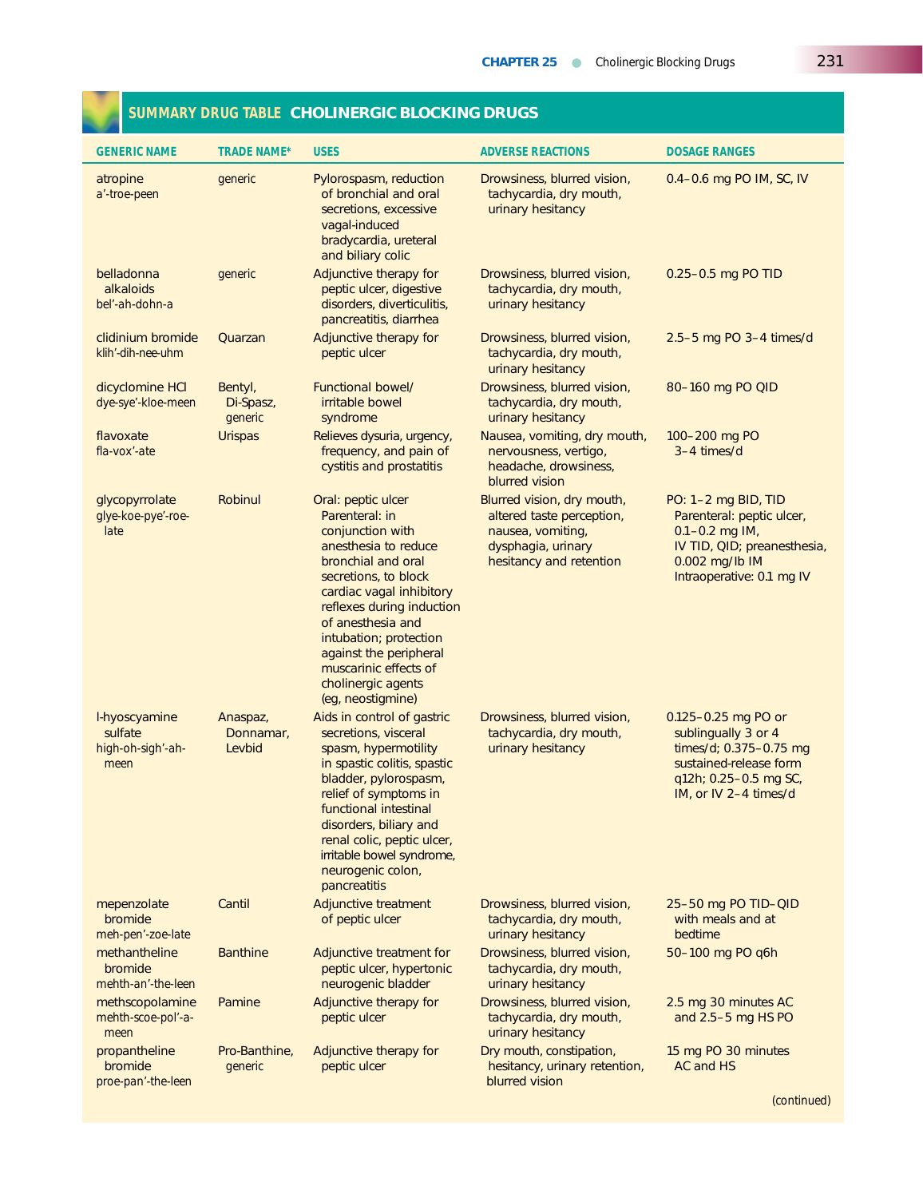## SUMMARY DRUG TABLE CHOLINERGIC BLOCKING DRUGS

| GENERIC NAME | TRADE NAME* | USES | ADVERSE REACTIONS | DOSAGE RANGES |
|---|---|---|---|---|
| atropine a'-troe-peen | generic | Pylorospasm, reduction of bronchial and oral secretions, excessive vagal-induced bradycardia, ureteral and biliary colic | Drowsiness, blurred vision, tachycardia, dry mouth, urinary hesitancy | 0.4–0.6 mg PO IM, SC, IV |
| belladonna alkaloids bel'-ah-dohn-a | generic | Adjunctive therapy for peptic ulcer, digestive disorders, diverticulitis, pancreatitis, diarrhea | Drowsiness, blurred vision, tachycardia, dry mouth, urinary hesitancy | 0.25–0.5 mg PO TID |
| clidinium bromide klih'-dih-nee-uhm | Quarzan | Adjunctive therapy for peptic ulcer | Drowsiness, blurred vision, tachycardia, dry mouth, urinary hesitancy | 2.5–5 mg PO 3–4 times/d |
| dicyclomine HCl dye-sye'-kloe-meen | Bentyl, Di-Spasz, generic | Functional bowel/ irritable bowel syndrome | Drowsiness, blurred vision, tachycardia, dry mouth, urinary hesitancy | 80–160 mg PO QID |
| flavoxate fla-vox'-ate | Urispas | Relieves dysuria, urgency, frequency, and pain of cystitis and prostatitis | Nausea, vomiting, dry mouth, nervousness, vertigo, headache, drowsiness, blurred vision | 100–200 mg PO 3–4 times/d |
| glycopyrrolate glye-koe-pye'-roe-late | Robinul | Oral: peptic ulcer Parenteral: in conjunction with anesthesia to reduce bronchial and oral secretions, to block cardiac vagal inhibitory reflexes during induction of anesthesia and intubation; protection against the peripheral muscarinic effects of cholinergic agents (eg, neostigmine) | Blurred vision, dry mouth, altered taste perception, nausea, vomiting, dysphagia, urinary hesitancy and retention | PO: 1–2 mg BID, TID Parenteral: peptic ulcer, 0.1–0.2 mg IM, IV TID, QID; preanesthesia, 0.002 mg/lb IM Intraoperative: 0.1 mg IV |
| l-hyoscyamine sulfate high-oh-sigh'-ah-meen | Anaspaz, Donnamar, Levbid | Aids in control of gastric secretions, visceral spasm, hypermotility in spastic colitis, spastic bladder, pylorospasm, relief of symptoms in functional intestinal disorders, biliary and renal colic, peptic ulcer, irritable bowel syndrome, neurogenic colon, pancreatitis | Drowsiness, blurred vision, tachycardia, dry mouth, urinary hesitancy | 0.125–0.25 mg PO or sublingually 3 or 4 times/d; 0.375–0.75 mg sustained-release form q12h; 0.25–0.5 mg SC, IM, or IV 2–4 times/d |
| mepenzolate bromide meh-pen'-zoe-late | Cantil | Adjunctive treatment of peptic ulcer | Drowsiness, blurred vision, tachycardia, dry mouth, urinary hesitancy | 25–50 mg PO TID–QID with meals and at bedtime |
| methantheline bromide mehth-an'-the-leen | Banthine | Adjunctive treatment for peptic ulcer, hypertonic neurogenic bladder | Drowsiness, blurred vision, tachycardia, dry mouth, urinary hesitancy | 50–100 mg PO q6h |
| methscopolamine mehth-scoe-pol'-a-meen | Pamine | Adjunctive therapy for peptic ulcer | Drowsiness, blurred vision, tachycardia, dry mouth, urinary hesitancy | 2.5 mg 30 minutes AC and 2.5–5 mg HS PO |
| propantheline bromide proe-pan'-the-leen | Pro-Banthine, generic | Adjunctive therapy for peptic ulcer | Dry mouth, constipation, hesitancy, urinary retention, blurred vision | 15 mg PO 30 minutes AC and HS |

(continued)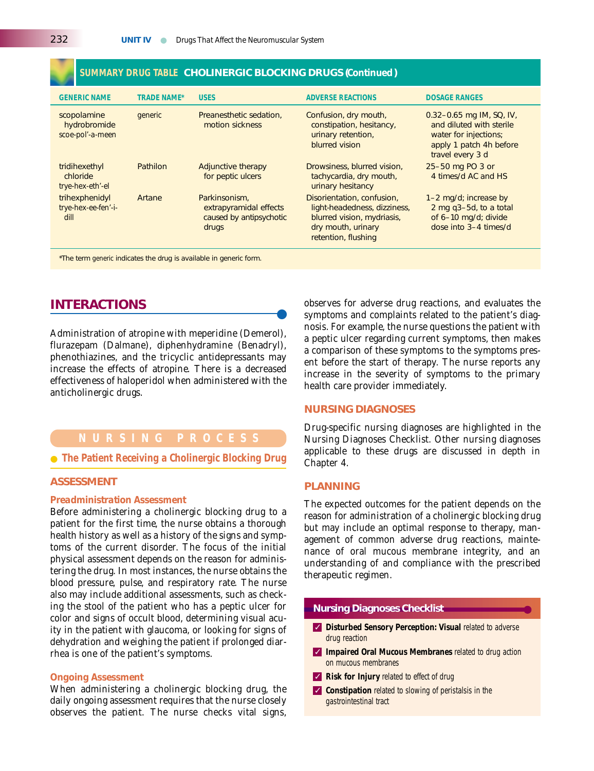## SUMMARY DRUG TABLE CHOLINERGIC BLOCKING DRUGS (Continued)

| GENERIC NAME | TRADE NAME* | USES | ADVERSE REACTIONS | DOSAGE RANGES |
|---|---|---|---|---|
| scopolamine hydrobromide scoe-pol'-a-meen | generic | Preanesthetic sedation, motion sickness | Confusion, dry mouth, constipation, hesitancy, urinary retention, blurred vision | 0.32–0.65 mg IM, SQ, IV, and diluted with sterile water for injections; apply 1 patch 4h before travel every 3 d |
| tridihexethyl chloride trye-hex-eth'-el | Pathilon | Adjunctive therapy for peptic ulcers | Drowsiness, blurred vision, tachycardia, dry mouth, urinary hesitancy | 25–50 mg PO 3 or 4 times/d AC and HS |
| trihexphenidyl trye-hex-ee-fen'-i-dill | Artane | Parkinsonism, extrapyramidal effects caused by antipsychotic drugs | Disorientation, confusion, light-headedness, dizziness, blurred vision, mydriasis, dry mouth, urinary retention, flushing | 1–2 mg/d; increase by 2 mg q3–5d, to a total of 6–10 mg/d; divide dose into 3–4 times/d |

*The term *generic* indicates the drug is available in generic form.

## INTERACTIONS

Administration of atropine with meperidine (Demerol), flurazepam (Dalmane), diphenhydramine (Benadryl), phenothiazines, and the tricyclic antidepressants may increase the effects of atropine. There is a decreased effectiveness of haloperidol when administered with the anticholinergic drugs.

## NURSING PROCESS

### The Patient Receiving a Cholinergic Blocking Drug

### ASSESSMENT

#### *Preadministration Assessment*

Before administering a cholinergic blocking drug to a patient for the first time, the nurse obtains a thorough health history as well as a history of the signs and symptoms of the current disorder. The focus of the initial physical assessment depends on the reason for administering the drug. In most instances, the nurse obtains the blood pressure, pulse, and respiratory rate. The nurse also may include additional assessments, such as checking the stool of the patient who has a peptic ulcer for color and signs of occult blood, determining visual acuity in the patient with glaucoma, or looking for signs of dehydration and weighing the patient if prolonged diarrhea is one of the patient's symptoms.

#### *Ongoing Assessment*

When administering a cholinergic blocking drug, the daily ongoing assessment requires that the nurse closely observes the patient. The nurse checks vital signs, observes for adverse drug reactions, and evaluates the symptoms and complaints related to the patient's diagnosis. For example, the nurse questions the patient with a peptic ulcer regarding current symptoms, then makes a comparison of these symptoms to the symptoms present before the start of therapy. The nurse reports any increase in the severity of symptoms to the primary health care provider immediately.

### NURSING DIAGNOSES

Drug-specific nursing diagnoses are highlighted in the Nursing Diagnoses Checklist. Other nursing diagnoses applicable to these drugs are discussed in depth in Chapter 4.

### PLANNING

The expected outcomes for the patient depends on the reason for administration of a cholinergic blocking drug but may include an optimal response to therapy, management of common adverse drug reactions, maintenance of oral mucous membrane integrity, and an understanding of and compliance with the prescribed therapeutic regimen.

#### Nursing Diagnoses Checklist

- ✓ **Disturbed Sensory Perception: Visual** related to adverse drug reaction
- ✓ **Impaired Oral Mucous Membranes** related to drug action on mucous membranes
- ✓ **Risk for Injury** related to effect of drug
- ✓ **Constipation** related to slowing of peristalsis in the gastrointestinal tract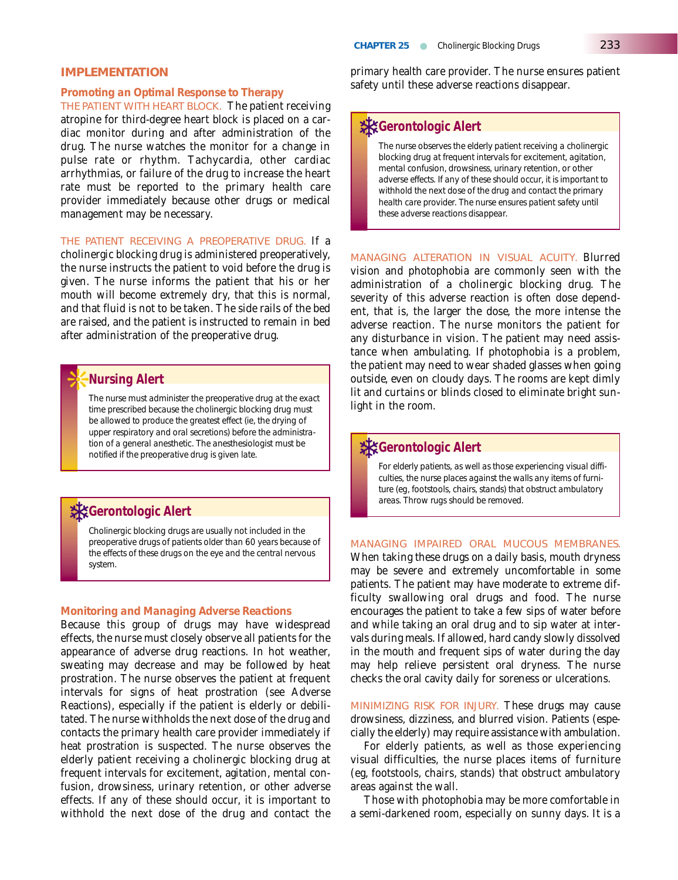## IMPLEMENTATION

### Promoting an Optimal Response to Therapy

THE PATIENT WITH HEART BLOCK. The patient receiving atropine for third-degree heart block is placed on a cardiac monitor during and after administration of the drug. The nurse watches the monitor for a change in pulse rate or rhythm. Tachycardia, other cardiac arrhythmias, or failure of the drug to increase the heart rate must be reported to the primary health care provider immediately because other drugs or medical management may be necessary.

THE PATIENT RECEIVING A PREOPERATIVE DRUG. If a cholinergic blocking drug is administered preoperatively, the nurse instructs the patient to void before the drug is given. The nurse informs the patient that his or her mouth will become extremely dry, that this is normal, and that fluid is not to be taken. The side rails of the bed are raised, and the patient is instructed to remain in bed after administration of the preoperative drug.

> **Nursing Alert**
>
> The nurse must administer the preoperative drug at the exact time prescribed because the cholinergic blocking drug must be allowed to produce the greatest effect (ie, the drying of upper respiratory and oral secretions) before the administration of a general anesthetic. The anesthesiologist must be notified if the preoperative drug is given late.

> **Gerontologic Alert**
>
> Cholinergic blocking drugs are usually not included in the preoperative drugs of patients older than 60 years because of the effects of these drugs on the eye and the central nervous system.

### Monitoring and Managing Adverse Reactions

Because this group of drugs may have widespread effects, the nurse must closely observe all patients for the appearance of adverse drug reactions. In hot weather, sweating may decrease and may be followed by heat prostration. The nurse observes the patient at frequent intervals for signs of heat prostration (see Adverse Reactions), especially if the patient is elderly or debilitated. The nurse withholds the next dose of the drug and contacts the primary health care provider immediately if heat prostration is suspected. The nurse observes the elderly patient receiving a cholinergic blocking drug at frequent intervals for excitement, agitation, mental confusion, drowsiness, urinary retention, or other adverse effects. If any of these should occur, it is important to withhold the next dose of the drug and contact the primary health care provider. The nurse ensures patient safety until these adverse reactions disappear.

> **Gerontologic Alert**
>
> The nurse observes the elderly patient receiving a cholinergic blocking drug at frequent intervals for excitement, agitation, mental confusion, drowsiness, urinary retention, or other adverse effects. If any of these should occur, it is important to withhold the next dose of the drug and contact the primary health care provider. The nurse ensures patient safety until these adverse reactions disappear.

MANAGING ALTERATION IN VISUAL ACUITY. Blurred vision and photophobia are commonly seen with the administration of a cholinergic blocking drug. The severity of this adverse reaction is often dose dependent, that is, the larger the dose, the more intense the adverse reaction. The nurse monitors the patient for any disturbance in vision. The patient may need assistance when ambulating. If photophobia is a problem, the patient may need to wear shaded glasses when going outside, even on cloudy days. The rooms are kept dimly lit and curtains or blinds closed to eliminate bright sunlight in the room.

> **Gerontologic Alert**
>
> For elderly patients, as well as those experiencing visual difficulties, the nurse places against the walls any items of furniture (eg, footstools, chairs, stands) that obstruct ambulatory areas. Throw rugs should be removed.

MANAGING IMPAIRED ORAL MUCOUS MEMBRANES. When taking these drugs on a daily basis, mouth dryness may be severe and extremely uncomfortable in some patients. The patient may have moderate to extreme difficulty swallowing oral drugs and food. The nurse encourages the patient to take a few sips of water before and while taking an oral drug and to sip water at intervals during meals. If allowed, hard candy slowly dissolved in the mouth and frequent sips of water during the day may help relieve persistent oral dryness. The nurse checks the oral cavity daily for soreness or ulcerations.

MINIMIZING RISK FOR INJURY. These drugs may cause drowsiness, dizziness, and blurred vision. Patients (especially the elderly) may require assistance with ambulation.

For elderly patients, as well as those experiencing visual difficulties, the nurse places items of furniture (eg, footstools, chairs, stands) that obstruct ambulatory areas against the wall.

Those with photophobia may be more comfortable in a semi-darkened room, especially on sunny days. It is a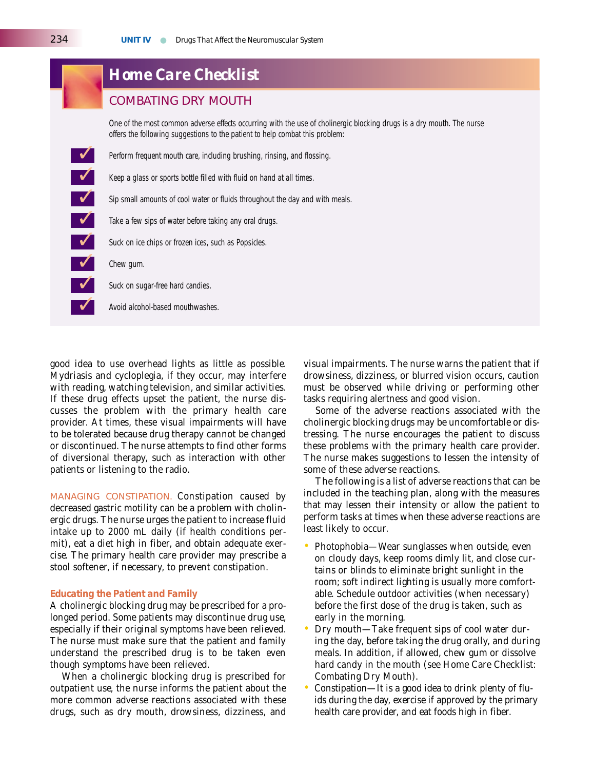## Home Care Checklist

### COMBATING DRY MOUTH

One of the most common adverse effects occurring with the use of cholinergic blocking drugs is a dry mouth. The nurse offers the following suggestions to the patient to help combat this problem:

- ✓ Perform frequent mouth care, including brushing, rinsing, and flossing.
- ✓ Keep a glass or sports bottle filled with fluid on hand at all times.
- ✓ Sip small amounts of cool water or fluids throughout the day and with meals.
- ✓ Take a few sips of water before taking any oral drugs.
- ✓ Suck on ice chips or frozen ices, such as Popsicles.
- ✓ Chew gum.
- ✓ Suck on sugar-free hard candies.
- ✓ Avoid alcohol-based mouthwashes.

good idea to use overhead lights as little as possible. Mydriasis and cycloplegia, if they occur, may interfere with reading, watching television, and similar activities. If these drug effects upset the patient, the nurse discusses the problem with the primary health care provider. At times, these visual impairments will have to be tolerated because drug therapy cannot be changed or discontinued. The nurse attempts to find other forms of diversional therapy, such as interaction with other patients or listening to the radio.

MANAGING CONSTIPATION. Constipation caused by decreased gastric motility can be a problem with cholinergic drugs. The nurse urges the patient to increase fluid intake up to 2000 mL daily (if health conditions permit), eat a diet high in fiber, and obtain adequate exercise. The primary health care provider may prescribe a stool softener, if necessary, to prevent constipation.

### Educating the Patient and Family

A cholinergic blocking drug may be prescribed for a prolonged period. Some patients may discontinue drug use, especially if their original symptoms have been relieved. The nurse must make sure that the patient and family understand the prescribed drug is to be taken even though symptoms have been relieved.

When a cholinergic blocking drug is prescribed for outpatient use, the nurse informs the patient about the more common adverse reactions associated with these drugs, such as dry mouth, drowsiness, dizziness, and visual impairments. The nurse warns the patient that if drowsiness, dizziness, or blurred vision occurs, caution must be observed while driving or performing other tasks requiring alertness and good vision.

Some of the adverse reactions associated with the cholinergic blocking drugs may be uncomfortable or distressing. The nurse encourages the patient to discuss these problems with the primary health care provider. The nurse makes suggestions to lessen the intensity of some of these adverse reactions.

The following is a list of adverse reactions that can be included in the teaching plan, along with the measures that may lessen their intensity or allow the patient to perform tasks at times when these adverse reactions are least likely to occur.

- Photophobia—Wear sunglasses when outside, even on cloudy days, keep rooms dimly lit, and close curtains or blinds to eliminate bright sunlight in the room; soft indirect lighting is usually more comfortable. Schedule outdoor activities (when necessary) before the first dose of the drug is taken, such as early in the morning.
- Dry mouth—Take frequent sips of cool water during the day, before taking the drug orally, and during meals. In addition, if allowed, chew gum or dissolve hard candy in the mouth (see Home Care Checklist: Combating Dry Mouth).
- Constipation—It is a good idea to drink plenty of fluids during the day, exercise if approved by the primary health care provider, and eat foods high in fiber.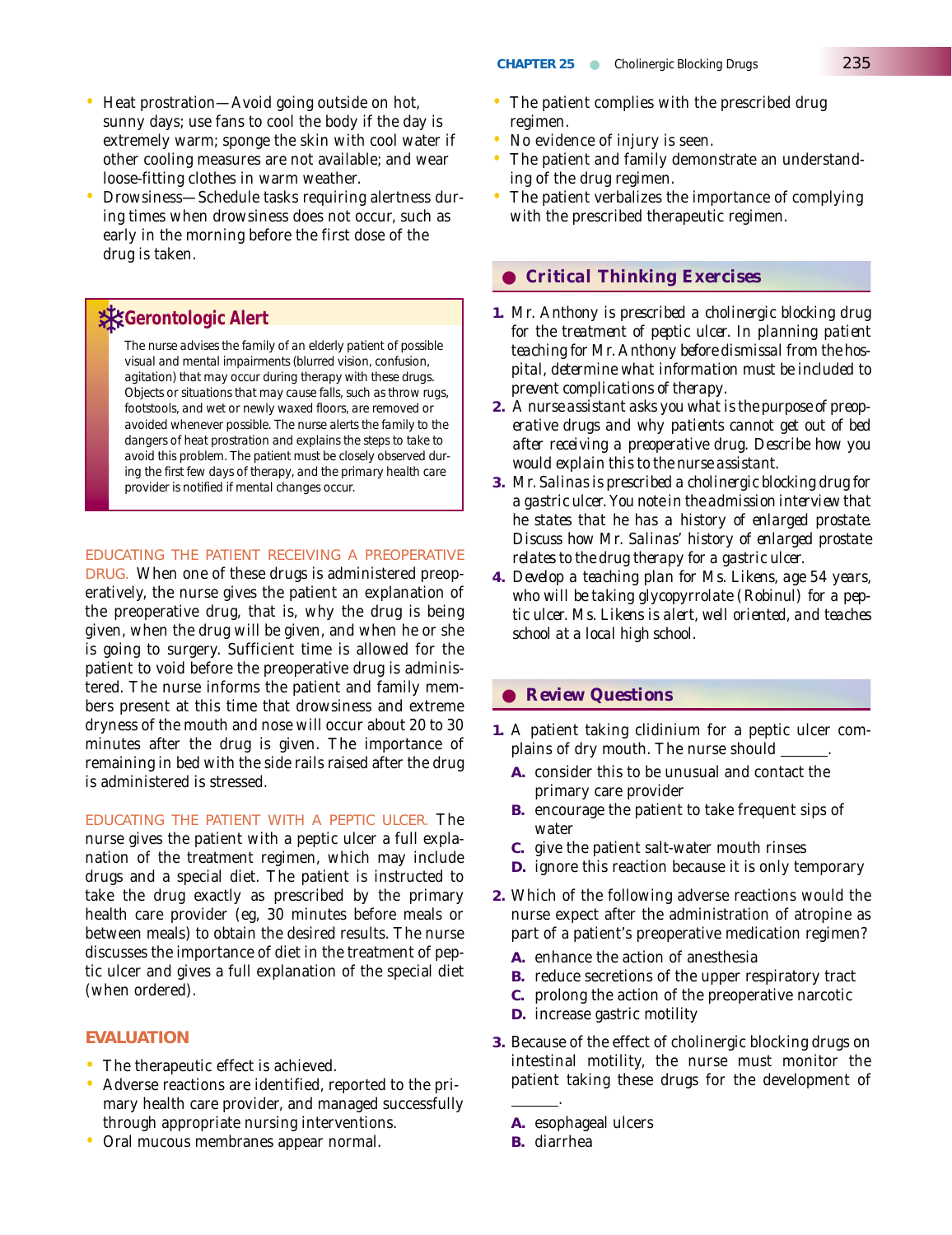- Heat prostration—Avoid going outside on hot, sunny days; use fans to cool the body if the day is extremely warm; sponge the skin with cool water if other cooling measures are not available; and wear loose-fitting clothes in warm weather.
- Drowsiness—Schedule tasks requiring alertness during times when drowsiness does not occur, such as early in the morning before the first dose of the drug is taken.

### Gerontologic Alert

The nurse advises the family of an elderly patient of possible visual and mental impairments (blurred vision, confusion, agitation) that may occur during therapy with these drugs. Objects or situations that may cause falls, such as throw rugs, footstools, and wet or newly waxed floors, are removed or avoided whenever possible. The nurse alerts the family to the dangers of heat prostration and explains the steps to take to avoid this problem. The patient must be closely observed during the first few days of therapy, and the primary health care provider is notified if mental changes occur.

EDUCATING THE PATIENT RECEIVING A PREOPERATIVE DRUG. When one of these drugs is administered preoperatively, the nurse gives the patient an explanation of the preoperative drug, that is, why the drug is being given, when the drug will be given, and when he or she is going to surgery. Sufficient time is allowed for the patient to void before the preoperative drug is administered. The nurse informs the patient and family members present at this time that drowsiness and extreme dryness of the mouth and nose will occur about 20 to 30 minutes after the drug is given. The importance of remaining in bed with the side rails raised after the drug is administered is stressed.

EDUCATING THE PATIENT WITH A PEPTIC ULCER. The nurse gives the patient with a peptic ulcer a full explanation of the treatment regimen, which may include drugs and a special diet. The patient is instructed to take the drug exactly as prescribed by the primary health care provider (eg, 30 minutes before meals or between meals) to obtain the desired results. The nurse discusses the importance of diet in the treatment of peptic ulcer and gives a full explanation of the special diet (when ordered).

## EVALUATION

- The therapeutic effect is achieved.
- Adverse reactions are identified, reported to the primary health care provider, and managed successfully through appropriate nursing interventions.
- Oral mucous membranes appear normal.
- The patient complies with the prescribed drug regimen.
- No evidence of injury is seen.
- The patient and family demonstrate an understanding of the drug regimen.
- The patient verbalizes the importance of complying with the prescribed therapeutic regimen.

## Critical Thinking Exercises

1. *Mr. Anthony is prescribed a cholinergic blocking drug for the treatment of peptic ulcer. In planning patient teaching for Mr. Anthony before dismissal from the hospital, determine what information must be included to prevent complications of therapy.*
2. *A nurse assistant asks you what is the purpose of preoperative drugs and why patients cannot get out of bed after receiving a preoperative drug. Describe how you would explain this to the nurse assistant.*
3. *Mr. Salinas is prescribed a cholinergic blocking drug for a gastric ulcer. You note in the admission interview that he states that he has a history of enlarged prostate. Discuss how Mr. Salinas' history of enlarged prostate relates to the drug therapy for a gastric ulcer.*
4. *Develop a teaching plan for Ms. Likens, age 54 years, who will be taking glycopyrrolate (Robinul) for a peptic ulcer. Ms. Likens is alert, well oriented, and teaches school at a local high school.*

## Review Questions

1. A patient taking clidinium for a peptic ulcer complains of dry mouth. The nurse should ______.
   - **A.** consider this to be unusual and contact the primary care provider
   - **B.** encourage the patient to take frequent sips of water
   - **C.** give the patient salt-water mouth rinses
   - **D.** ignore this reaction because it is only temporary
2. Which of the following adverse reactions would the nurse expect after the administration of atropine as part of a patient's preoperative medication regimen?
   - **A.** enhance the action of anesthesia
   - **B.** reduce secretions of the upper respiratory tract
   - **C.** prolong the action of the preoperative narcotic
   - **D.** increase gastric motility
3. Because of the effect of cholinergic blocking drugs on intestinal motility, the nurse must monitor the patient taking these drugs for the development of ______.
   - **A.** esophageal ulcers
   - **B.** diarrhea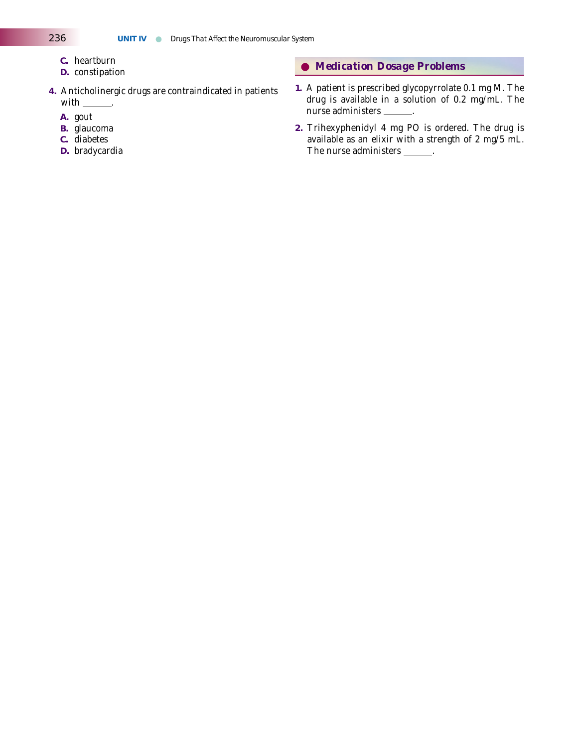C. heartburn
D. constipation

4. Anticholinergic drugs are contraindicated in patients with ______.

   A. gout
   B. glaucoma
   C. diabetes
   D. bradycardia

## Medication Dosage Problems

1. A patient is prescribed glycopyrrolate 0.1 mg M. The drug is available in a solution of 0.2 mg/mL. The nurse administers ______.

2. Trihexyphenidyl 4 mg PO is ordered. The drug is available as an elixir with a strength of 2 mg/5 mL. The nurse administers ______.